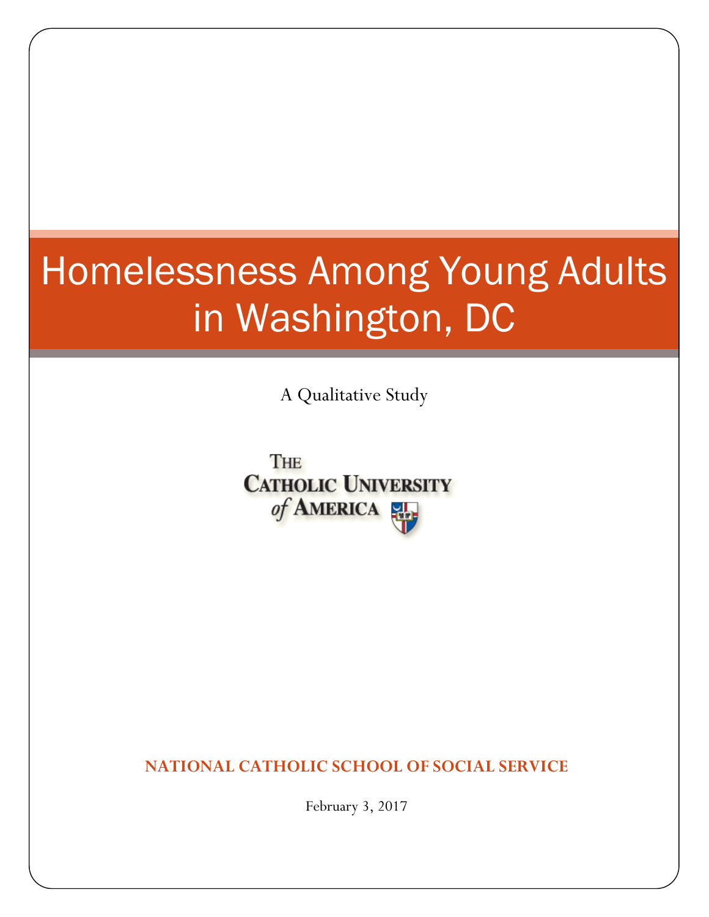# Homelessness Among Young Adults in Washington, DC

A Qualitative Study

The Catholic University of America

**NATIONAL CATHOLIC SCHOOL OF SOCIAL SERVICE**

February 3, 2017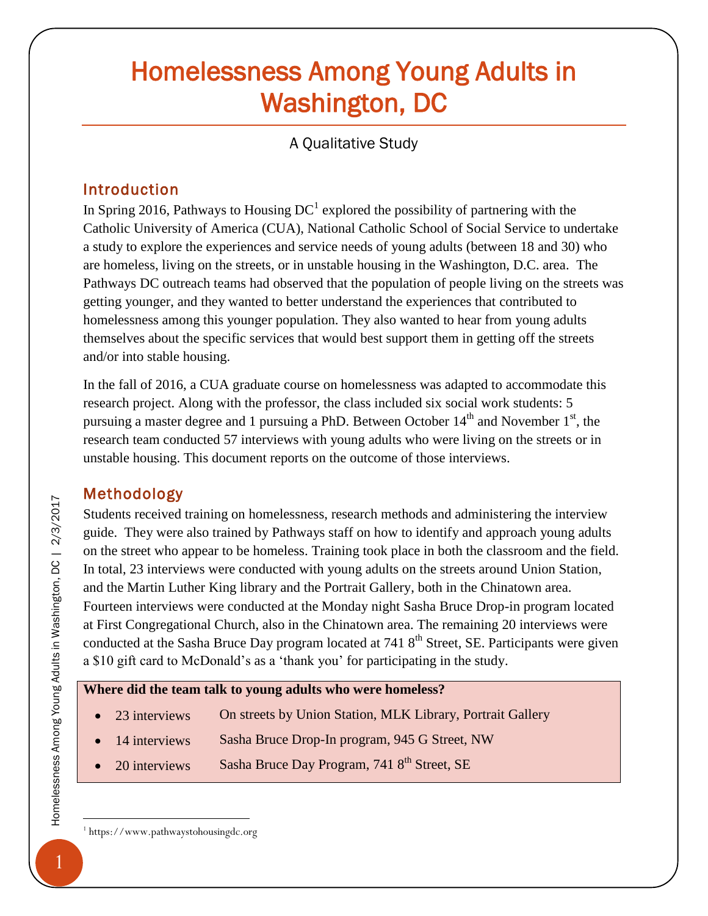# Homelessness Among Young Adults in Washington, DC

A Qualitative Study

## Introduction

In Spring 2016, Pathways to Housing DC[1] explored the possibility of partnering with the Catholic University of America (CUA), National Catholic School of Social Service to undertake a study to explore the experiences and service needs of young adults (between 18 and 30) who are homeless, living on the streets, or in unstable housing in the Washington, D.C. area. The Pathways DC outreach teams had observed that the population of people living on the streets was getting younger, and they wanted to better understand the experiences that contributed to homelessness among this younger population. They also wanted to hear from young adults themselves about the specific services that would best support them in getting off the streets and/or into stable housing.

In the fall of 2016, a CUA graduate course on homelessness was adapted to accommodate this research project. Along with the professor, the class included six social work students: 5 pursuing a master degree and 1 pursuing a PhD. Between October 14th and November 1st, the research team conducted 57 interviews with young adults who were living on the streets or in unstable housing. This document reports on the outcome of those interviews.

## Methodology

Students received training on homelessness, research methods and administering the interview guide. They were also trained by Pathways staff on how to identify and approach young adults on the street who appear to be homeless. Training took place in both the classroom and the field. In total, 23 interviews were conducted with young adults on the streets around Union Station, and the Martin Luther King library and the Portrait Gallery, both in the Chinatown area. Fourteen interviews were conducted at the Monday night Sasha Bruce Drop-in program located at First Congregational Church, also in the Chinatown area. The remaining 20 interviews were conducted at the Sasha Bruce Day program located at 741 8th Street, SE. Participants were given a $10 gift card to McDonald's as a 'thank you' for participating in the study.

**Where did the team talk to young adults who were homeless?**

- 23 interviews — On streets by Union Station, MLK Library, Portrait Gallery
- 14 interviews — Sasha Bruce Drop-In program, 945 G Street, NW
- 20 interviews — Sasha Bruce Day Program, 741 8th Street, SE

[1] https://www.pathwaystohousingdc.org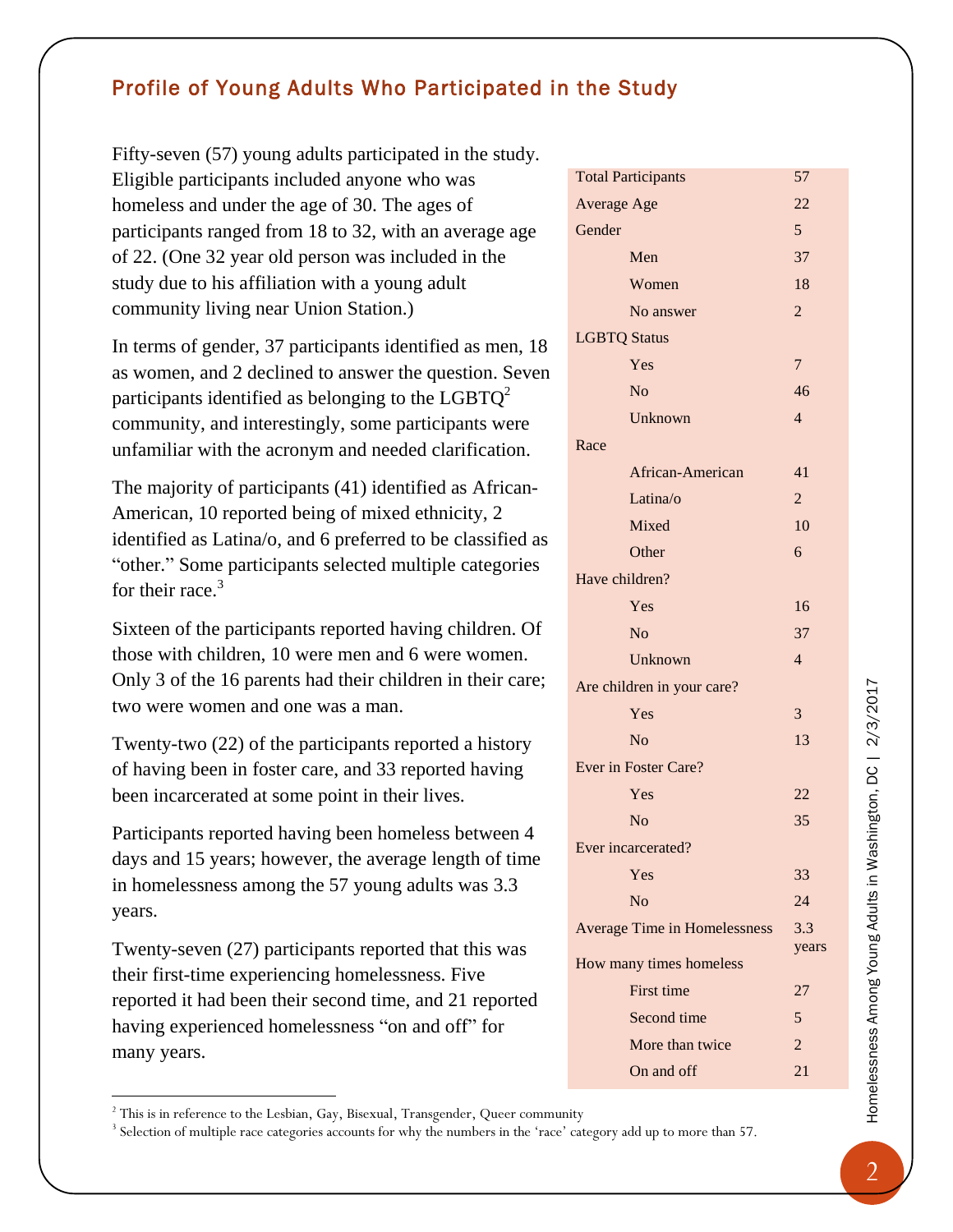## Profile of Young Adults Who Participated in the Study

Fifty-seven (57) young adults participated in the study. Eligible participants included anyone who was homeless and under the age of 30. The ages of participants ranged from 18 to 32, with an average age of 22. (One 32 year old person was included in the study due to his affiliation with a young adult community living near Union Station.)

In terms of gender, 37 participants identified as men, 18 as women, and 2 declined to answer the question. Seven participants identified as belonging to the LGBTQ[2] community, and interestingly, some participants were unfamiliar with the acronym and needed clarification.

The majority of participants (41) identified as African-American, 10 reported being of mixed ethnicity, 2 identified as Latina/o, and 6 preferred to be classified as "other." Some participants selected multiple categories for their race.[3]

Sixteen of the participants reported having children. Of those with children, 10 were men and 6 were women. Only 3 of the 16 parents had their children in their care; two were women and one was a man.

Twenty-two (22) of the participants reported a history of having been in foster care, and 33 reported having been incarcerated at some point in their lives.

Participants reported having been homeless between 4 days and 15 years; however, the average length of time in homelessness among the 57 young adults was 3.3 years.

Twenty-seven (27) participants reported that this was their first-time experiencing homelessness. Five reported it had been their second time, and 21 reported having experienced homelessness "on and off" for many years.

| | |
|---|---|
| Total Participants | 57 |
| Average Age | 22 |
| Gender | 5 |
| Men | 37 |
| Women | 18 |
| No answer | 2 |
| LGBTQ Status | |
| Yes | 7 |
| No | 46 |
| Unknown | 4 |
| Race | |
| African-American | 41 |
| Latina/o | 2 |
| Mixed | 10 |
| Other | 6 |
| Have children? | |
| Yes | 16 |
| No | 37 |
| Unknown | 4 |
| Are children in your care? | |
| Yes | 3 |
| No | 13 |
| Ever in Foster Care? | |
| Yes | 22 |
| No | 35 |
| Ever incarcerated? | |
| Yes | 33 |
| No | 24 |
| Average Time in Homelessness | 3.3 years |
| How many times homeless | |
| First time | 27 |
| Second time | 5 |
| More than twice | 2 |
| On and off | 21 |

[2] This is in reference to the Lesbian, Gay, Bisexual, Transgender, Queer community

[3] Selection of multiple race categories accounts for why the numbers in the 'race' category add up to more than 57.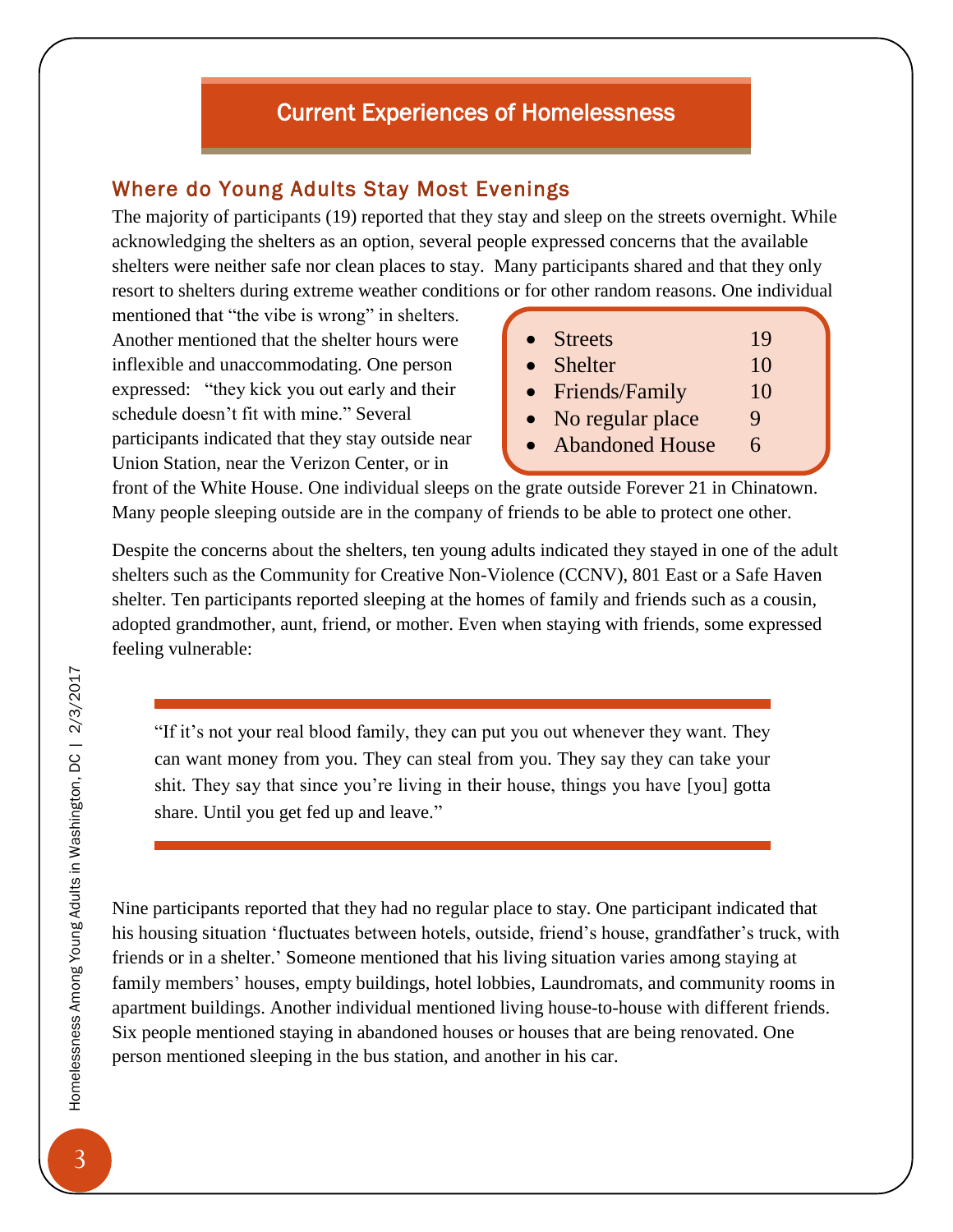# Current Experiences of Homelessness

## Where do Young Adults Stay Most Evenings

The majority of participants (19) reported that they stay and sleep on the streets overnight. While acknowledging the shelters as an option, several people expressed concerns that the available shelters were neither safe nor clean places to stay. Many participants shared and that they only resort to shelters during extreme weather conditions or for other random reasons. One individual mentioned that "the vibe is wrong" in shelters. Another mentioned that the shelter hours were inflexible and unaccommodating. One person expressed: "they kick you out early and their schedule doesn't fit with mine." Several participants indicated that they stay outside near Union Station, near the Verizon Center, or in front of the White House. One individual sleeps on the grate outside Forever 21 in Chinatown. Many people sleeping outside are in the company of friends to be able to protect one other.

- Streets 19
- Shelter 10
- Friends/Family 10
- No regular place 9
- Abandoned House 6

Despite the concerns about the shelters, ten young adults indicated they stayed in one of the adult shelters such as the Community for Creative Non-Violence (CCNV), 801 East or a Safe Haven shelter. Ten participants reported sleeping at the homes of family and friends such as a cousin, adopted grandmother, aunt, friend, or mother. Even when staying with friends, some expressed feeling vulnerable:

> "If it's not your real blood family, they can put you out whenever they want. They can want money from you. They can steal from you. They say they can take your shit. They say that since you're living in their house, things you have [you] gotta share. Until you get fed up and leave."

Nine participants reported that they had no regular place to stay. One participant indicated that his housing situation 'fluctuates between hotels, outside, friend's house, grandfather's truck, with friends or in a shelter.' Someone mentioned that his living situation varies among staying at family members' houses, empty buildings, hotel lobbies, Laundromats, and community rooms in apartment buildings. Another individual mentioned living house-to-house with different friends. Six people mentioned staying in abandoned houses or houses that are being renovated. One person mentioned sleeping in the bus station, and another in his car.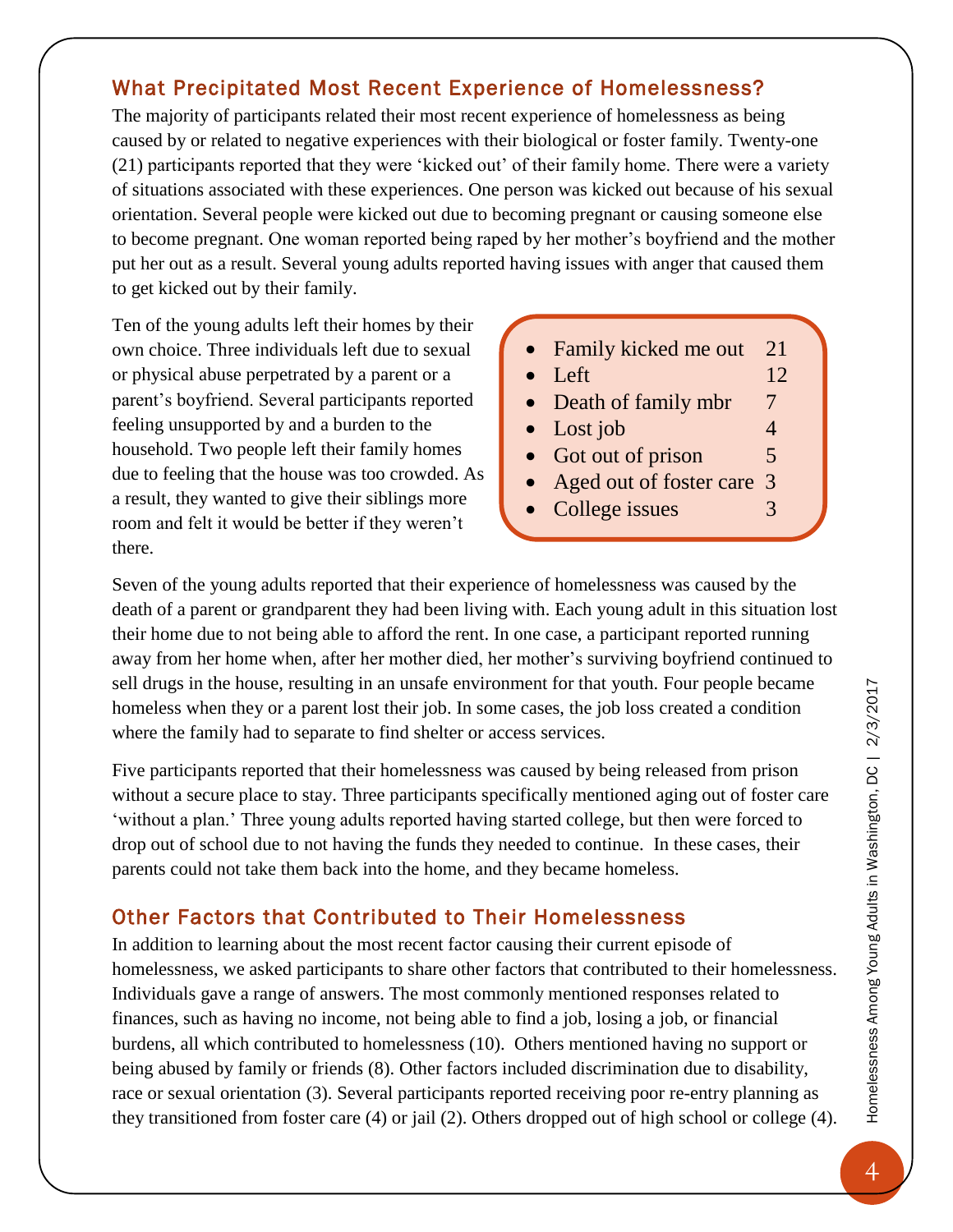## What Precipitated Most Recent Experience of Homelessness?

The majority of participants related their most recent experience of homelessness as being caused by or related to negative experiences with their biological or foster family. Twenty-one (21) participants reported that they were 'kicked out' of their family home. There were a variety of situations associated with these experiences. One person was kicked out because of his sexual orientation. Several people were kicked out due to becoming pregnant or causing someone else to become pregnant. One woman reported being raped by her mother's boyfriend and the mother put her out as a result. Several young adults reported having issues with anger that caused them to get kicked out by their family.

Ten of the young adults left their homes by their own choice. Three individuals left due to sexual or physical abuse perpetrated by a parent or a parent's boyfriend. Several participants reported feeling unsupported by and a burden to the household. Two people left their family homes due to feeling that the house was too crowded. As a result, they wanted to give their siblings more room and felt it would be better if they weren't there.

- Family kicked me out 21
- Left 12
- Death of family mbr 7
- Lost job 4
- Got out of prison 5
- Aged out of foster care 3
- College issues 3

Seven of the young adults reported that their experience of homelessness was caused by the death of a parent or grandparent they had been living with. Each young adult in this situation lost their home due to not being able to afford the rent. In one case, a participant reported running away from her home when, after her mother died, her mother's surviving boyfriend continued to sell drugs in the house, resulting in an unsafe environment for that youth. Four people became homeless when they or a parent lost their job. In some cases, the job loss created a condition where the family had to separate to find shelter or access services.

Five participants reported that their homelessness was caused by being released from prison without a secure place to stay. Three participants specifically mentioned aging out of foster care 'without a plan.' Three young adults reported having started college, but then were forced to drop out of school due to not having the funds they needed to continue. In these cases, their parents could not take them back into the home, and they became homeless.

## Other Factors that Contributed to Their Homelessness

In addition to learning about the most recent factor causing their current episode of homelessness, we asked participants to share other factors that contributed to their homelessness. Individuals gave a range of answers. The most commonly mentioned responses related to finances, such as having no income, not being able to find a job, losing a job, or financial burdens, all which contributed to homelessness (10). Others mentioned having no support or being abused by family or friends (8). Other factors included discrimination due to disability, race or sexual orientation (3). Several participants reported receiving poor re-entry planning as they transitioned from foster care (4) or jail (2). Others dropped out of high school or college (4).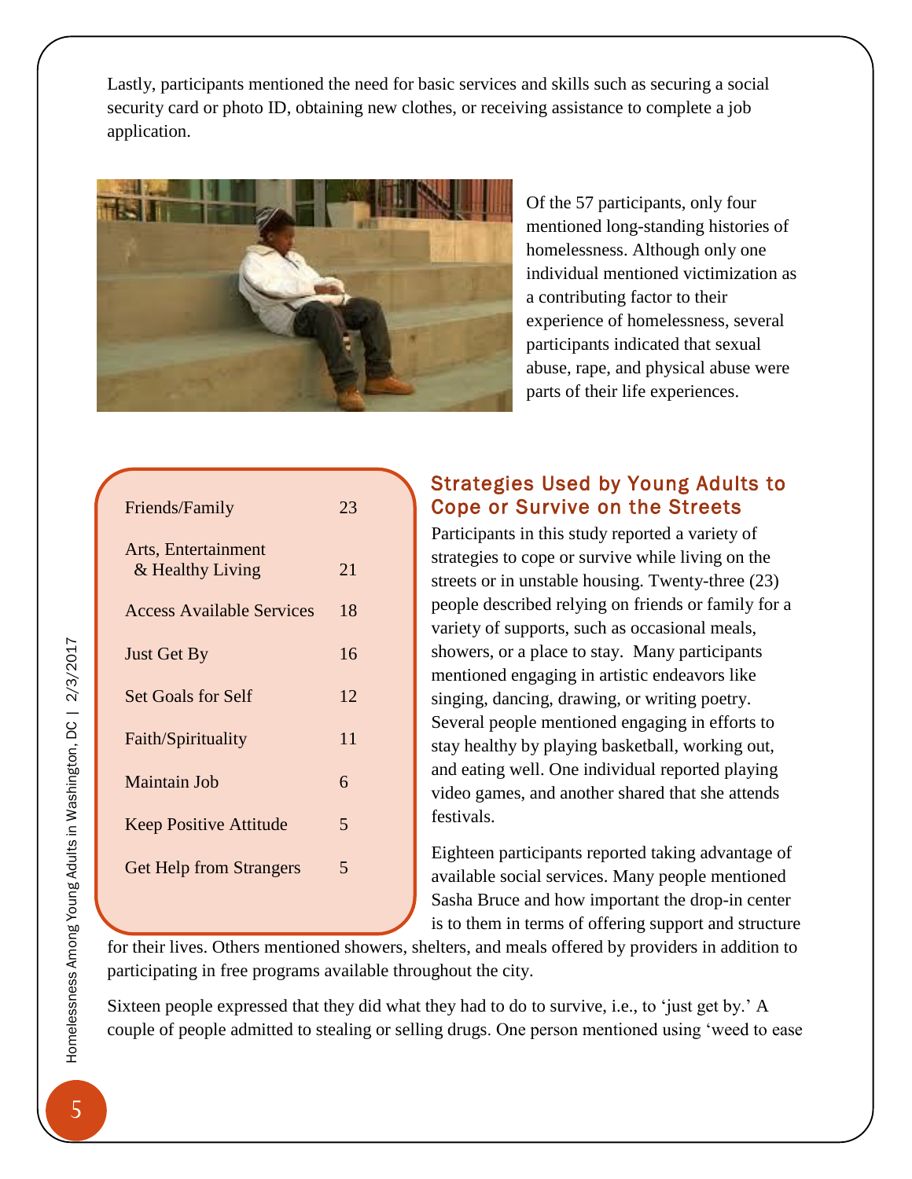Lastly, participants mentioned the need for basic services and skills such as securing a social security card or photo ID, obtaining new clothes, or receiving assistance to complete a job application.

Of the 57 participants, only four mentioned long-standing histories of homelessness. Although only one individual mentioned victimization as a contributing factor to their experience of homelessness, several participants indicated that sexual abuse, rape, and physical abuse were parts of their life experiences.

| Strategy | Count |
|---|---|
| Friends/Family | 23 |
| Arts, Entertainment & Healthy Living | 21 |
| Access Available Services | 18 |
| Just Get By | 16 |
| Set Goals for Self | 12 |
| Faith/Spirituality | 11 |
| Maintain Job | 6 |
| Keep Positive Attitude | 5 |
| Get Help from Strangers | 5 |

## Strategies Used by Young Adults to Cope or Survive on the Streets

Participants in this study reported a variety of strategies to cope or survive while living on the streets or in unstable housing. Twenty-three (23) people described relying on friends or family for a variety of supports, such as occasional meals, showers, or a place to stay. Many participants mentioned engaging in artistic endeavors like singing, dancing, drawing, or writing poetry. Several people mentioned engaging in efforts to stay healthy by playing basketball, working out, and eating well. One individual reported playing video games, and another shared that she attends festivals.

Eighteen participants reported taking advantage of available social services. Many people mentioned Sasha Bruce and how important the drop-in center is to them in terms of offering support and structure for their lives. Others mentioned showers, shelters, and meals offered by providers in addition to participating in free programs available throughout the city.

Sixteen people expressed that they did what they had to do to survive, i.e., to 'just get by.' A couple of people admitted to stealing or selling drugs. One person mentioned using 'weed to ease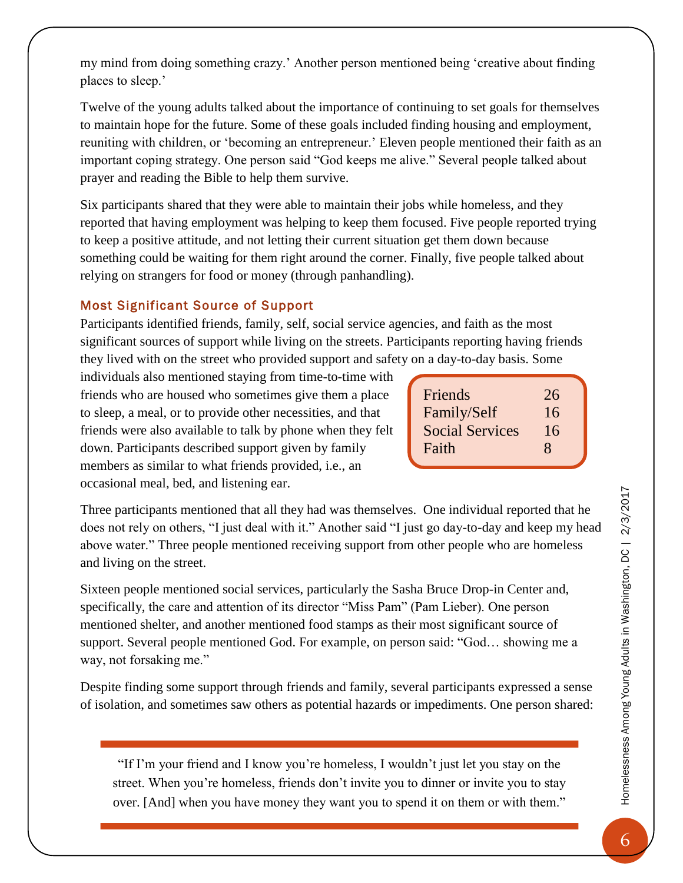my mind from doing something crazy.' Another person mentioned being 'creative about finding places to sleep.'

Twelve of the young adults talked about the importance of continuing to set goals for themselves to maintain hope for the future. Some of these goals included finding housing and employment, reuniting with children, or 'becoming an entrepreneur.' Eleven people mentioned their faith as an important coping strategy. One person said "God keeps me alive." Several people talked about prayer and reading the Bible to help them survive.

Six participants shared that they were able to maintain their jobs while homeless, and they reported that having employment was helping to keep them focused. Five people reported trying to keep a positive attitude, and not letting their current situation get them down because something could be waiting for them right around the corner. Finally, five people talked about relying on strangers for food or money (through panhandling).

### Most Significant Source of Support

Participants identified friends, family, self, social service agencies, and faith as the most significant sources of support while living on the streets. Participants reporting having friends they lived with on the street who provided support and safety on a day-to-day basis. Some individuals also mentioned staying from time-to-time with friends who are housed who sometimes give them a place to sleep, a meal, or to provide other necessities, and that friends were also available to talk by phone when they felt down. Participants described support given by family members as similar to what friends provided, i.e., an occasional meal, bed, and listening ear.

| Source | Count |
|---|---|
| Friends | 26 |
| Family/Self | 16 |
| Social Services | 16 |
| Faith | 8 |

Three participants mentioned that all they had was themselves. One individual reported that he does not rely on others, "I just deal with it." Another said "I just go day-to-day and keep my head above water." Three people mentioned receiving support from other people who are homeless and living on the street.

Sixteen people mentioned social services, particularly the Sasha Bruce Drop-in Center and, specifically, the care and attention of its director "Miss Pam" (Pam Lieber). One person mentioned shelter, and another mentioned food stamps as their most significant source of support. Several people mentioned God. For example, on person said: "God… showing me a way, not forsaking me."

Despite finding some support through friends and family, several participants expressed a sense of isolation, and sometimes saw others as potential hazards or impediments. One person shared:

> "If I'm your friend and I know you're homeless, I wouldn't just let you stay on the street. When you're homeless, friends don't invite you to dinner or invite you to stay over. [And] when you have money they want you to spend it on them or with them."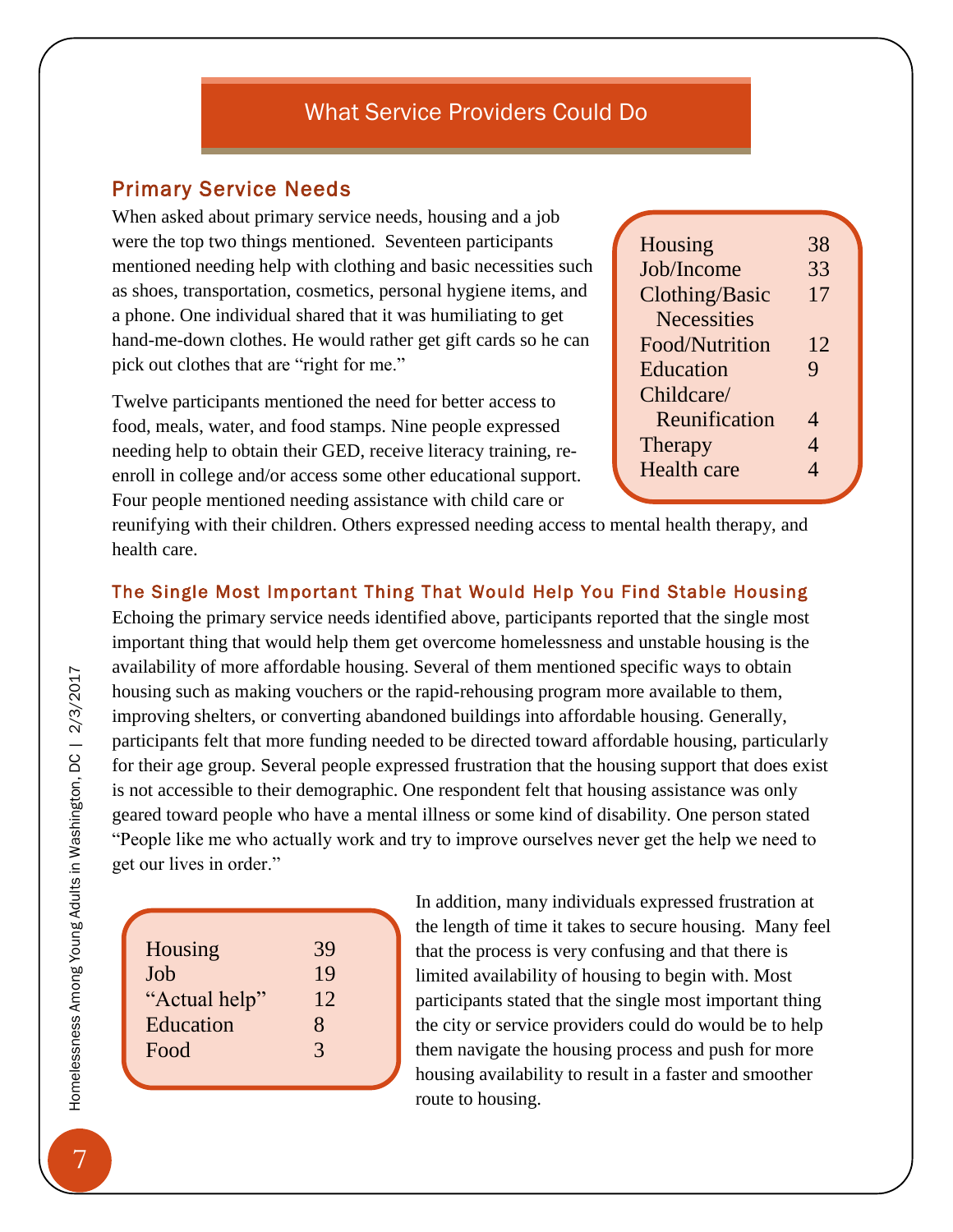## What Service Providers Could Do

### Primary Service Needs

When asked about primary service needs, housing and a job were the top two things mentioned. Seventeen participants mentioned needing help with clothing and basic necessities such as shoes, transportation, cosmetics, personal hygiene items, and a phone. One individual shared that it was humiliating to get hand-me-down clothes. He would rather get gift cards so he can pick out clothes that are "right for me."

| | |
|---|---|
| Housing | 38 |
| Job/Income | 33 |
| Clothing/Basic Necessities | 17 |
| Food/Nutrition | 12 |
| Education | 9 |
| Childcare/ Reunification | 4 |
| Therapy | 4 |
| Health care | 4 |

Twelve participants mentioned the need for better access to food, meals, water, and food stamps. Nine people expressed needing help to obtain their GED, receive literacy training, re-enroll in college and/or access some other educational support. Four people mentioned needing assistance with child care or reunifying with their children. Others expressed needing access to mental health therapy, and health care.

#### The Single Most Important Thing That Would Help You Find Stable Housing

Echoing the primary service needs identified above, participants reported that the single most important thing that would help them get overcome homelessness and unstable housing is the availability of more affordable housing. Several of them mentioned specific ways to obtain housing such as making vouchers or the rapid-rehousing program more available to them, improving shelters, or converting abandoned buildings into affordable housing. Generally, participants felt that more funding needed to be directed toward affordable housing, particularly for their age group. Several people expressed frustration that the housing support that does exist is not accessible to their demographic. One respondent felt that housing assistance was only geared toward people who have a mental illness or some kind of disability. One person stated "People like me who actually work and try to improve ourselves never get the help we need to get our lives in order."

| | |
|---|---|
| Housing | 39 |
| Job | 19 |
| "Actual help" | 12 |
| Education | 8 |
| Food | 3 |

In addition, many individuals expressed frustration at the length of time it takes to secure housing. Many feel that the process is very confusing and that there is limited availability of housing to begin with. Most participants stated that the single most important thing the city or service providers could do would be to help them navigate the housing process and push for more housing availability to result in a faster and smoother route to housing.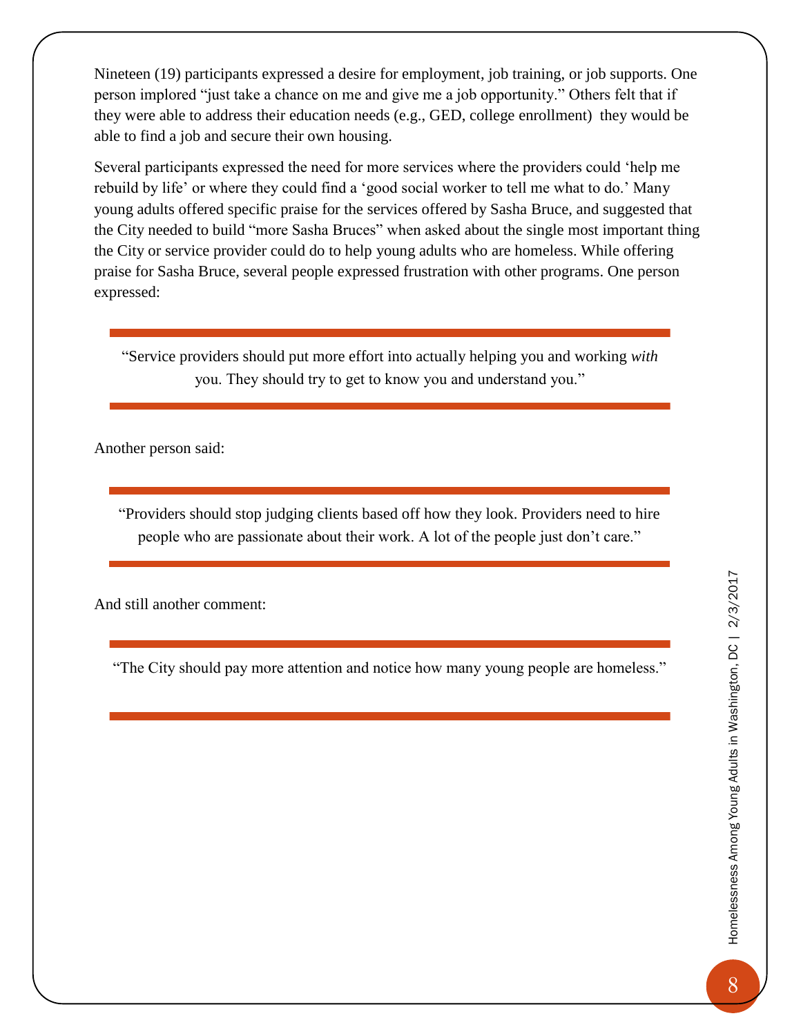Nineteen (19) participants expressed a desire for employment, job training, or job supports. One person implored "just take a chance on me and give me a job opportunity." Others felt that if they were able to address their education needs (e.g., GED, college enrollment) they would be able to find a job and secure their own housing.

Several participants expressed the need for more services where the providers could 'help me rebuild by life' or where they could find a 'good social worker to tell me what to do.' Many young adults offered specific praise for the services offered by Sasha Bruce, and suggested that the City needed to build "more Sasha Bruces" when asked about the single most important thing the City or service provider could do to help young adults who are homeless. While offering praise for Sasha Bruce, several people expressed frustration with other programs. One person expressed:

> "Service providers should put more effort into actually helping you and working *with* you. They should try to get to know you and understand you."

Another person said:

> "Providers should stop judging clients based off how they look. Providers need to hire people who are passionate about their work. A lot of the people just don't care."

And still another comment:

> "The City should pay more attention and notice how many young people are homeless."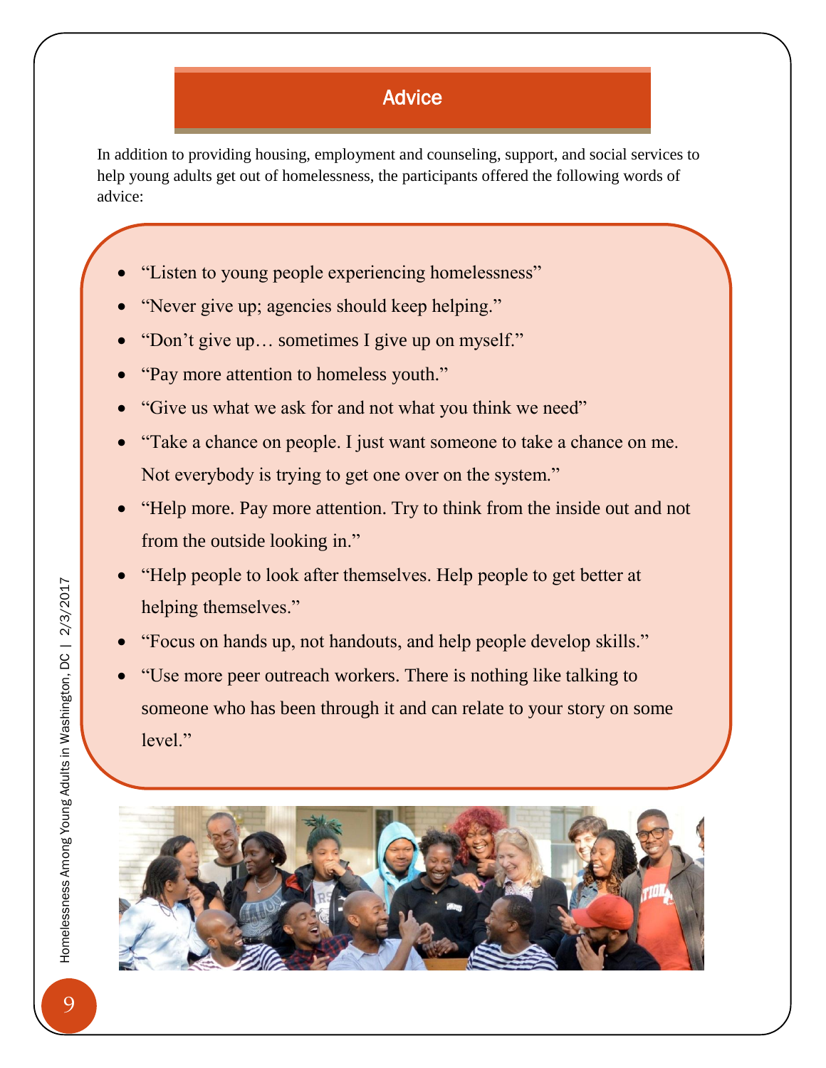## Advice

In addition to providing housing, employment and counseling, support, and social services to help young adults get out of homelessness, the participants offered the following words of advice:

- "Listen to young people experiencing homelessness"
- "Never give up; agencies should keep helping."
- "Don't give up… sometimes I give up on myself."
- "Pay more attention to homeless youth."
- "Give us what we ask for and not what you think we need"
- "Take a chance on people. I just want someone to take a chance on me. Not everybody is trying to get one over on the system."
- "Help more. Pay more attention. Try to think from the inside out and not from the outside looking in."
- "Help people to look after themselves. Help people to get better at helping themselves."
- "Focus on hands up, not handouts, and help people develop skills."
- "Use more peer outreach workers. There is nothing like talking to someone who has been through it and can relate to your story on some level."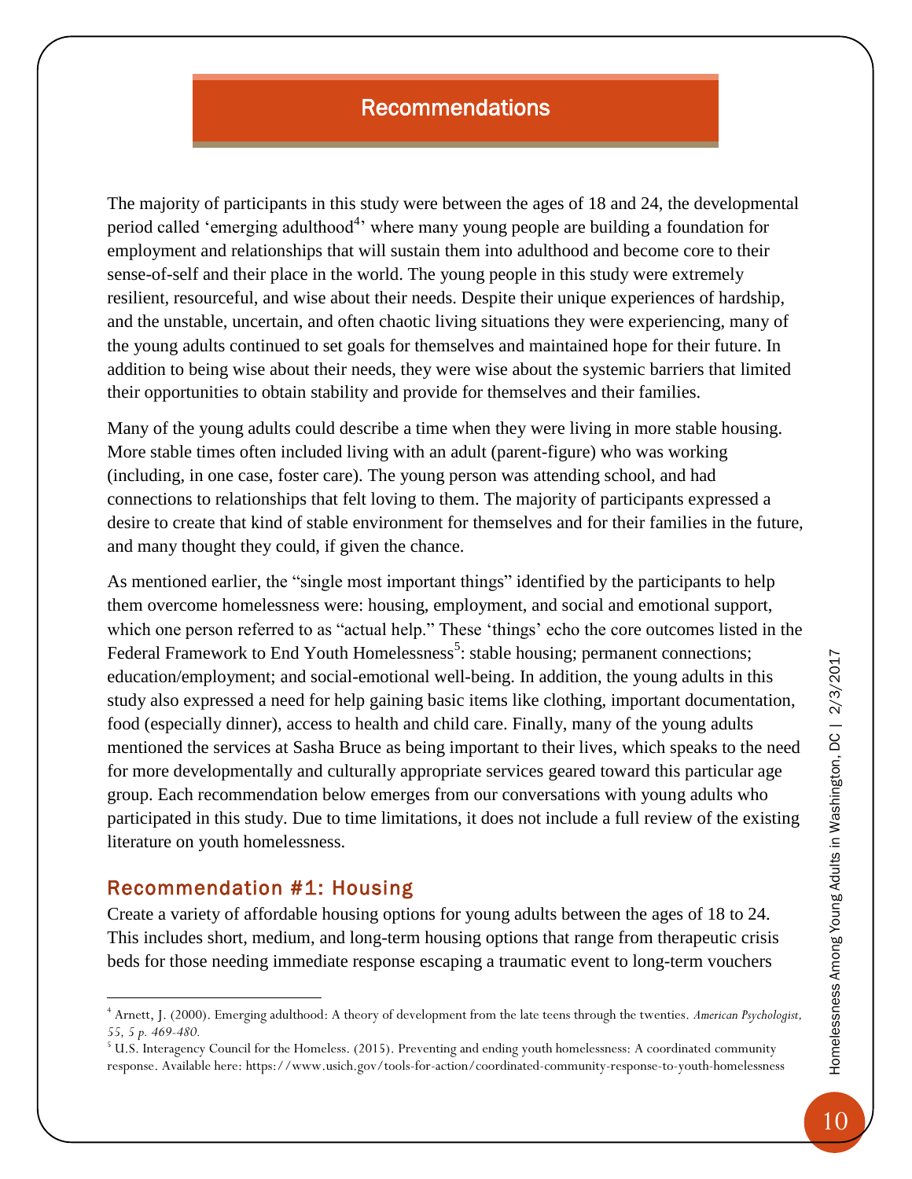## Recommendations

The majority of participants in this study were between the ages of 18 and 24, the developmental period called 'emerging adulthood[4]' where many young people are building a foundation for employment and relationships that will sustain them into adulthood and become core to their sense-of-self and their place in the world. The young people in this study were extremely resilient, resourceful, and wise about their needs. Despite their unique experiences of hardship, and the unstable, uncertain, and often chaotic living situations they were experiencing, many of the young adults continued to set goals for themselves and maintained hope for their future. In addition to being wise about their needs, they were wise about the systemic barriers that limited their opportunities to obtain stability and provide for themselves and their families.

Many of the young adults could describe a time when they were living in more stable housing. More stable times often included living with an adult (parent-figure) who was working (including, in one case, foster care). The young person was attending school, and had connections to relationships that felt loving to them. The majority of participants expressed a desire to create that kind of stable environment for themselves and for their families in the future, and many thought they could, if given the chance.

As mentioned earlier, the "single most important things" identified by the participants to help them overcome homelessness were: housing, employment, and social and emotional support, which one person referred to as "actual help." These 'things' echo the core outcomes listed in the Federal Framework to End Youth Homelessness[5]: stable housing; permanent connections; education/employment; and social-emotional well-being. In addition, the young adults in this study also expressed a need for help gaining basic items like clothing, important documentation, food (especially dinner), access to health and child care. Finally, many of the young adults mentioned the services at Sasha Bruce as being important to their lives, which speaks to the need for more developmentally and culturally appropriate services geared toward this particular age group. Each recommendation below emerges from our conversations with young adults who participated in this study. Due to time limitations, it does not include a full review of the existing literature on youth homelessness.

### Recommendation #1: Housing

Create a variety of affordable housing options for young adults between the ages of 18 to 24. This includes short, medium, and long-term housing options that range from therapeutic crisis beds for those needing immediate response escaping a traumatic event to long-term vouchers

---

[4] Arnett, J. (2000). Emerging adulthood: A theory of development from the late teens through the twenties. *American Psychologist, 55, 5 p. 469-480.*

[5] U.S. Interagency Council for the Homeless. (2015). Preventing and ending youth homelessness: A coordinated community response. Available here: https://www.usich.gov/tools-for-action/coordinated-community-response-to-youth-homelessness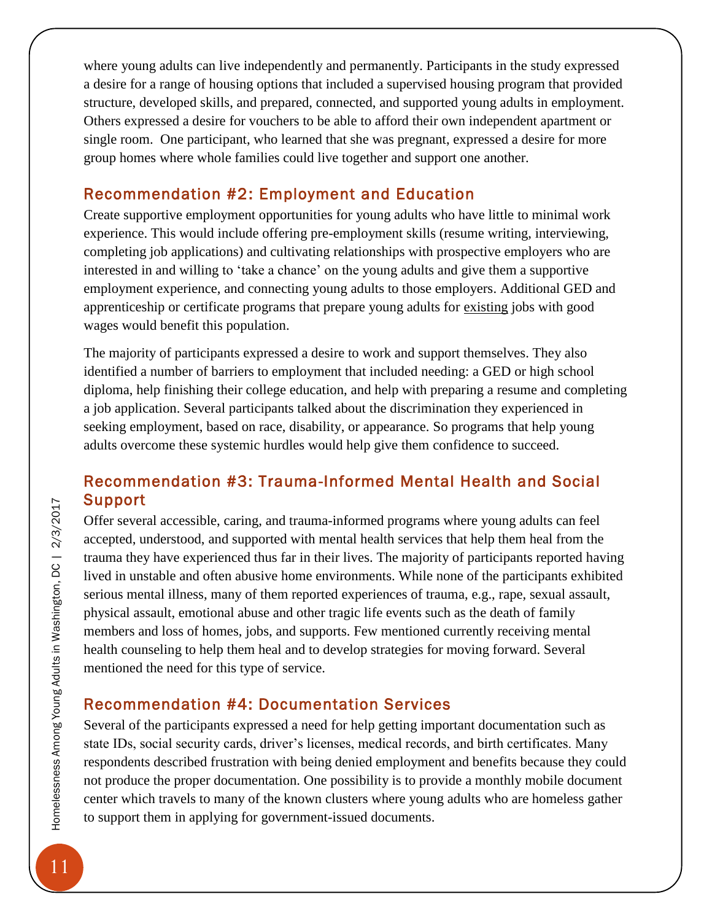where young adults can live independently and permanently. Participants in the study expressed a desire for a range of housing options that included a supervised housing program that provided structure, developed skills, and prepared, connected, and supported young adults in employment. Others expressed a desire for vouchers to be able to afford their own independent apartment or single room.  One participant, who learned that she was pregnant, expressed a desire for more group homes where whole families could live together and support one another.

## Recommendation #2: Employment and Education

Create supportive employment opportunities for young adults who have little to minimal work experience. This would include offering pre-employment skills (resume writing, interviewing, completing job applications) and cultivating relationships with prospective employers who are interested in and willing to 'take a chance' on the young adults and give them a supportive employment experience, and connecting young adults to those employers. Additional GED and apprenticeship or certificate programs that prepare young adults for <u>existing</u> jobs with good wages would benefit this population.

The majority of participants expressed a desire to work and support themselves. They also identified a number of barriers to employment that included needing: a GED or high school diploma, help finishing their college education, and help with preparing a resume and completing a job application. Several participants talked about the discrimination they experienced in seeking employment, based on race, disability, or appearance. So programs that help young adults overcome these systemic hurdles would help give them confidence to succeed.

## Recommendation #3: Trauma-Informed Mental Health and Social Support

Offer several accessible, caring, and trauma-informed programs where young adults can feel accepted, understood, and supported with mental health services that help them heal from the trauma they have experienced thus far in their lives. The majority of participants reported having lived in unstable and often abusive home environments. While none of the participants exhibited serious mental illness, many of them reported experiences of trauma, e.g., rape, sexual assault, physical assault, emotional abuse and other tragic life events such as the death of family members and loss of homes, jobs, and supports. Few mentioned currently receiving mental health counseling to help them heal and to develop strategies for moving forward. Several mentioned the need for this type of service.

## Recommendation #4: Documentation Services

Several of the participants expressed a need for help getting important documentation such as state IDs, social security cards, driver's licenses, medical records, and birth certificates. Many respondents described frustration with being denied employment and benefits because they could not produce the proper documentation. One possibility is to provide a monthly mobile document center which travels to many of the known clusters where young adults who are homeless gather to support them in applying for government-issued documents.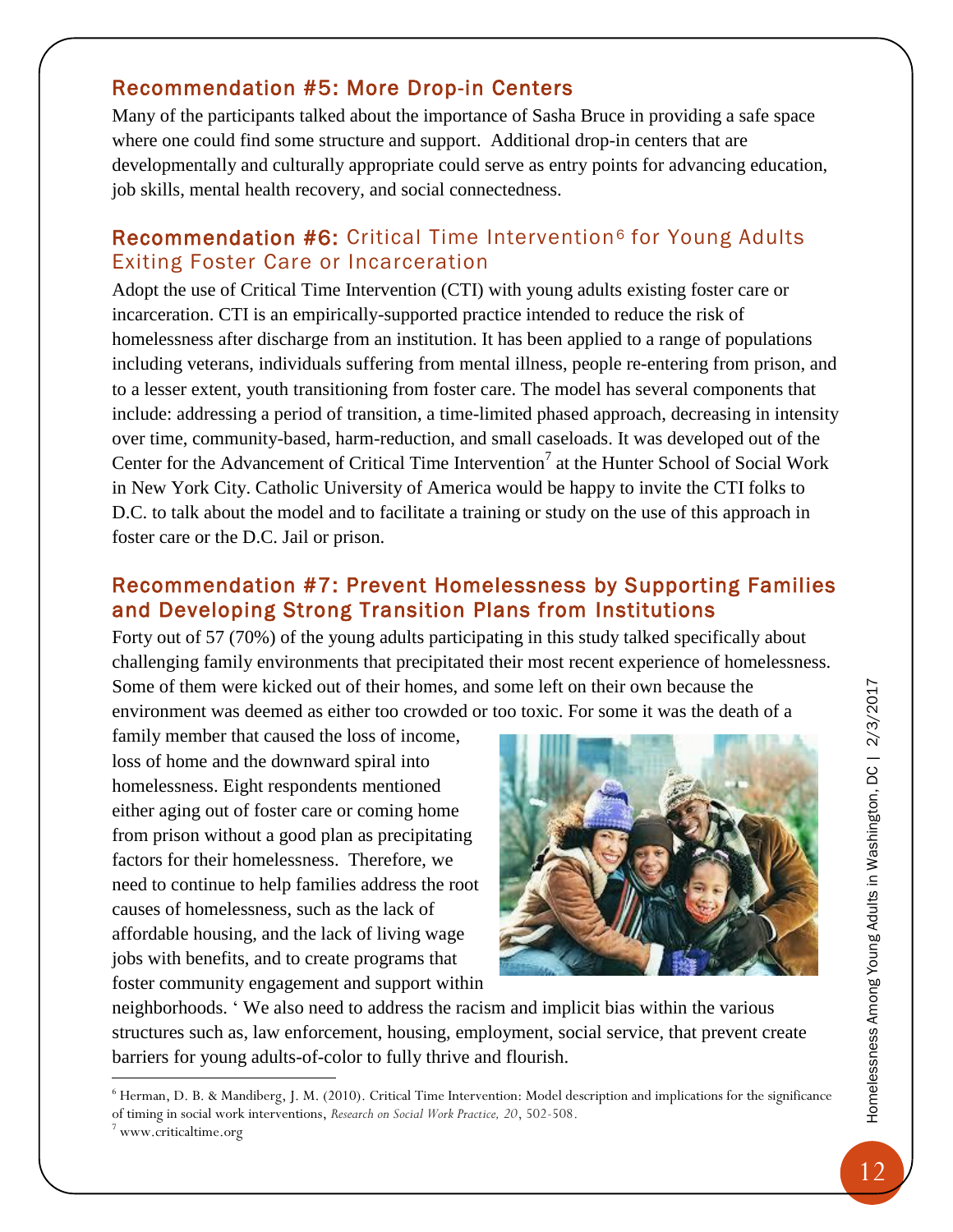## Recommendation #5: More Drop-in Centers

Many of the participants talked about the importance of Sasha Bruce in providing a safe space where one could find some structure and support. Additional drop-in centers that are developmentally and culturally appropriate could serve as entry points for advancing education, job skills, mental health recovery, and social connectedness.

## Recommendation #6: Critical Time Intervention[6] for Young Adults Exiting Foster Care or Incarceration

Adopt the use of Critical Time Intervention (CTI) with young adults existing foster care or incarceration. CTI is an empirically-supported practice intended to reduce the risk of homelessness after discharge from an institution. It has been applied to a range of populations including veterans, individuals suffering from mental illness, people re-entering from prison, and to a lesser extent, youth transitioning from foster care. The model has several components that include: addressing a period of transition, a time-limited phased approach, decreasing in intensity over time, community-based, harm-reduction, and small caseloads. It was developed out of the Center for the Advancement of Critical Time Intervention[7] at the Hunter School of Social Work in New York City. Catholic University of America would be happy to invite the CTI folks to D.C. to talk about the model and to facilitate a training or study on the use of this approach in foster care or the D.C. Jail or prison.

## Recommendation #7: Prevent Homelessness by Supporting Families and Developing Strong Transition Plans from Institutions

Forty out of 57 (70%) of the young adults participating in this study talked specifically about challenging family environments that precipitated their most recent experience of homelessness. Some of them were kicked out of their homes, and some left on their own because the environment was deemed as either too crowded or too toxic. For some it was the death of a family member that caused the loss of income, loss of home and the downward spiral into homelessness. Eight respondents mentioned either aging out of foster care or coming home from prison without a good plan as precipitating factors for their homelessness. Therefore, we need to continue to help families address the root causes of homelessness, such as the lack of affordable housing, and the lack of living wage jobs with benefits, and to create programs that foster community engagement and support within neighborhoods. ' We also need to address the racism and implicit bias within the various structures such as, law enforcement, housing, employment, social service, that prevent create barriers for young adults-of-color to fully thrive and flourish.

---

[6] Herman, D. B. & Mandiberg, J. M. (2010). Critical Time Intervention: Model description and implications for the significance of timing in social work interventions, *Research on Social Work Practice, 20*, 502-508.

[7] www.criticaltime.org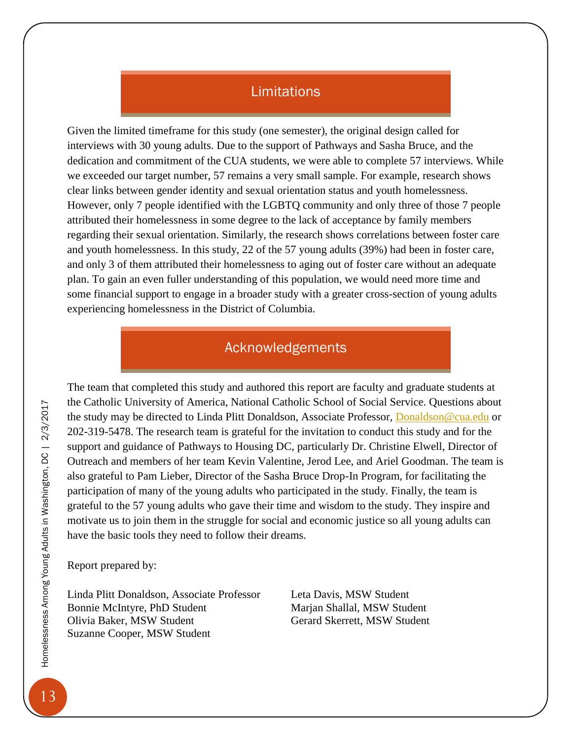## Limitations

Given the limited timeframe for this study (one semester), the original design called for interviews with 30 young adults. Due to the support of Pathways and Sasha Bruce, and the dedication and commitment of the CUA students, we were able to complete 57 interviews. While we exceeded our target number, 57 remains a very small sample. For example, research shows clear links between gender identity and sexual orientation status and youth homelessness. However, only 7 people identified with the LGBTQ community and only three of those 7 people attributed their homelessness in some degree to the lack of acceptance by family members regarding their sexual orientation. Similarly, the research shows correlations between foster care and youth homelessness. In this study, 22 of the 57 young adults (39%) had been in foster care, and only 3 of them attributed their homelessness to aging out of foster care without an adequate plan. To gain an even fuller understanding of this population, we would need more time and some financial support to engage in a broader study with a greater cross-section of young adults experiencing homelessness in the District of Columbia.

## Acknowledgements

The team that completed this study and authored this report are faculty and graduate students at the Catholic University of America, National Catholic School of Social Service. Questions about the study may be directed to Linda Plitt Donaldson, Associate Professor, Donaldson@cua.edu or 202-319-5478. The research team is grateful for the invitation to conduct this study and for the support and guidance of Pathways to Housing DC, particularly Dr. Christine Elwell, Director of Outreach and members of her team Kevin Valentine, Jerod Lee, and Ariel Goodman. The team is also grateful to Pam Lieber, Director of the Sasha Bruce Drop-In Program, for facilitating the participation of many of the young adults who participated in the study. Finally, the team is grateful to the 57 young adults who gave their time and wisdom to the study. They inspire and motivate us to join them in the struggle for social and economic justice so all young adults can have the basic tools they need to follow their dreams.

Report prepared by:

Linda Plitt Donaldson, Associate Professor
Bonnie McIntyre, PhD Student
Olivia Baker, MSW Student
Suzanne Cooper, MSW Student
Leta Davis, MSW Student
Marjan Shallal, MSW Student
Gerard Skerrett, MSW Student